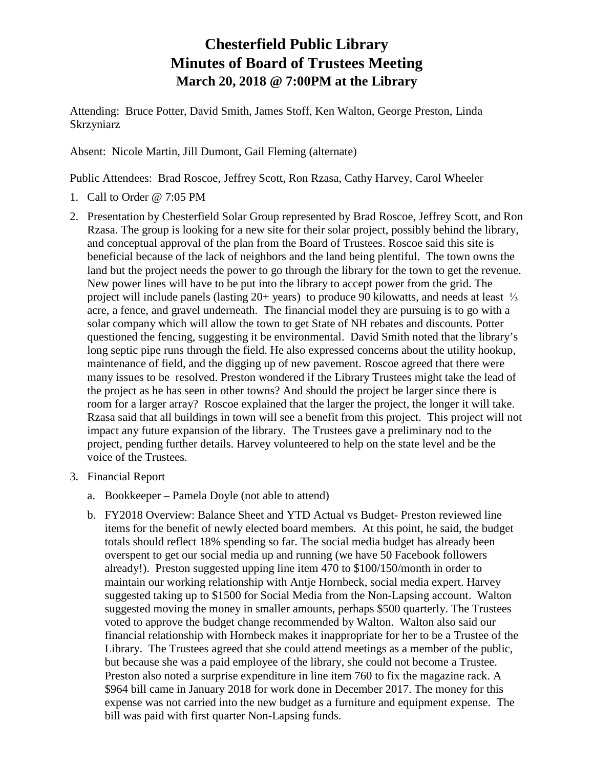# Chesterfield Public Library
# Minutes of Board of Trustees Meeting
### March 20, 2018 @ 7:00PM at the Library

Attending: Bruce Potter, David Smith, James Stoff, Ken Walton, George Preston, Linda Skrzyniarz

Absent: Nicole Martin, Jill Dumont, Gail Fleming (alternate)

Public Attendees: Brad Roscoe, Jeffrey Scott, Ron Rzasa, Cathy Harvey, Carol Wheeler

1. Call to Order @ 7:05 PM
2. Presentation by Chesterfield Solar Group represented by Brad Roscoe, Jeffrey Scott, and Ron Rzasa. The group is looking for a new site for their solar project, possibly behind the library, and conceptual approval of the plan from the Board of Trustees. Roscoe said this site is beneficial because of the lack of neighbors and the land being plentiful. The town owns the land but the project needs the power to go through the library for the town to get the revenue. New power lines will have to be put into the library to accept power from the grid. The project will include panels (lasting 20+ years) to produce 90 kilowatts, and needs at least ⅓ acre, a fence, and gravel underneath. The financial model they are pursuing is to go with a solar company which will allow the town to get State of NH rebates and discounts. Potter questioned the fencing, suggesting it be environmental. David Smith noted that the library's long septic pipe runs through the field. He also expressed concerns about the utility hookup, maintenance of field, and the digging up of new pavement. Roscoe agreed that there were many issues to be resolved. Preston wondered if the Library Trustees might take the lead of the project as he has seen in other towns? And should the project be larger since there is room for a larger array? Roscoe explained that the larger the project, the longer it will take. Rzasa said that all buildings in town will see a benefit from this project. This project will not impact any future expansion of the library. The Trustees gave a preliminary nod to the project, pending further details. Harvey volunteered to help on the state level and be the voice of the Trustees.
3. Financial Report
   a. Bookkeeper – Pamela Doyle (not able to attend)
   b. FY2018 Overview: Balance Sheet and YTD Actual vs Budget- Preston reviewed line items for the benefit of newly elected board members. At this point, he said, the budget totals should reflect 18% spending so far. The social media budget has already been overspent to get our social media up and running (we have 50 Facebook followers already!). Preston suggested upping line item 470 to $100/150/month in order to maintain our working relationship with Antje Hornbeck, social media expert. Harvey suggested taking up to $1500 for Social Media from the Non-Lapsing account. Walton suggested moving the money in smaller amounts, perhaps $500 quarterly. The Trustees voted to approve the budget change recommended by Walton. Walton also said our financial relationship with Hornbeck makes it inappropriate for her to be a Trustee of the Library. The Trustees agreed that she could attend meetings as a member of the public, but because she was a paid employee of the library, she could not become a Trustee. Preston also noted a surprise expenditure in line item 760 to fix the magazine rack. A $964 bill came in January 2018 for work done in December 2017. The money for this expense was not carried into the new budget as a furniture and equipment expense. The bill was paid with first quarter Non-Lapsing funds.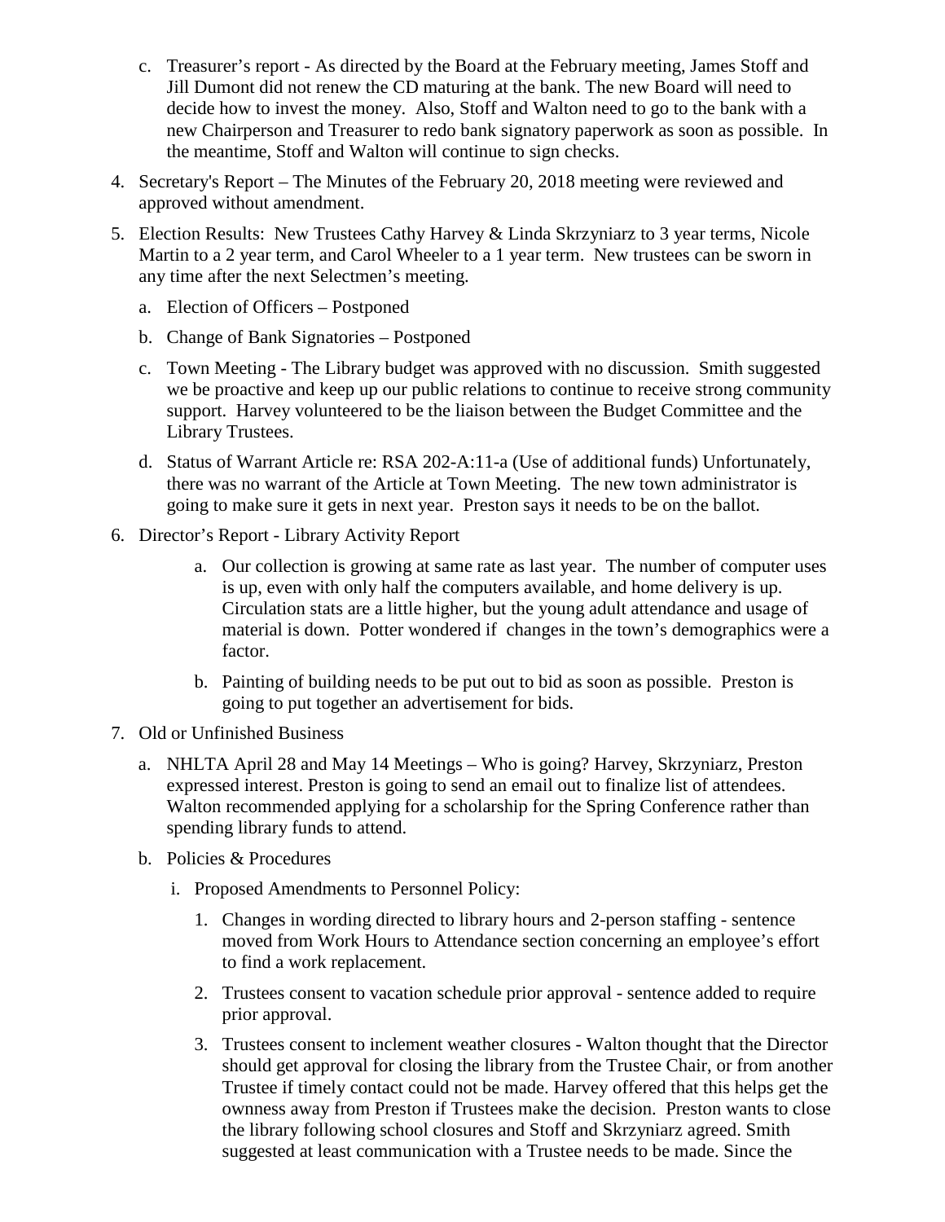c. Treasurer's report - As directed by the Board at the February meeting, James Stoff and Jill Dumont did not renew the CD maturing at the bank. The new Board will need to decide how to invest the money. Also, Stoff and Walton need to go to the bank with a new Chairperson and Treasurer to redo bank signatory paperwork as soon as possible. In the meantime, Stoff and Walton will continue to sign checks.

4. Secretary's Report – The Minutes of the February 20, 2018 meeting were reviewed and approved without amendment.

5. Election Results: New Trustees Cathy Harvey & Linda Skrzyniarz to 3 year terms, Nicole Martin to a 2 year term, and Carol Wheeler to a 1 year term. New trustees can be sworn in any time after the next Selectmen's meeting.

   a. Election of Officers – Postponed

   b. Change of Bank Signatories – Postponed

   c. Town Meeting - The Library budget was approved with no discussion. Smith suggested we be proactive and keep up our public relations to continue to receive strong community support. Harvey volunteered to be the liaison between the Budget Committee and the Library Trustees.

   d. Status of Warrant Article re: RSA 202-A:11-a (Use of additional funds) Unfortunately, there was no warrant of the Article at Town Meeting. The new town administrator is going to make sure it gets in next year. Preston says it needs to be on the ballot.

6. Director's Report - Library Activity Report

   a. Our collection is growing at same rate as last year. The number of computer uses is up, even with only half the computers available, and home delivery is up. Circulation stats are a little higher, but the young adult attendance and usage of material is down. Potter wondered if changes in the town's demographics were a factor.

   b. Painting of building needs to be put out to bid as soon as possible. Preston is going to put together an advertisement for bids.

7. Old or Unfinished Business

   a. NHLTA April 28 and May 14 Meetings – Who is going? Harvey, Skrzyniarz, Preston expressed interest. Preston is going to send an email out to finalize list of attendees. Walton recommended applying for a scholarship for the Spring Conference rather than spending library funds to attend.

   b. Policies & Procedures

      i. Proposed Amendments to Personnel Policy:

         1. Changes in wording directed to library hours and 2-person staffing - sentence moved from Work Hours to Attendance section concerning an employee's effort to find a work replacement.

         2. Trustees consent to vacation schedule prior approval - sentence added to require prior approval.

         3. Trustees consent to inclement weather closures - Walton thought that the Director should get approval for closing the library from the Trustee Chair, or from another Trustee if timely contact could not be made. Harvey offered that this helps get the ownness away from Preston if Trustees make the decision. Preston wants to close the library following school closures and Stoff and Skrzyniarz agreed. Smith suggested at least communication with a Trustee needs to be made. Since the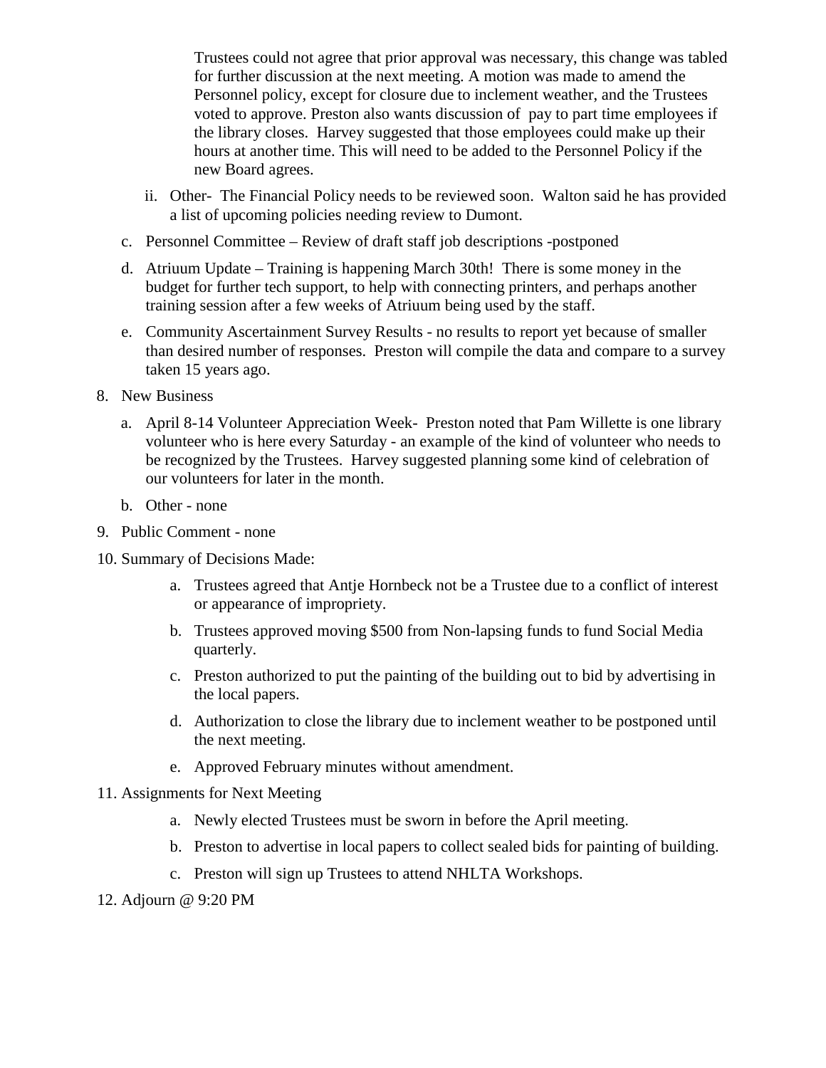Trustees could not agree that prior approval was necessary, this change was tabled for further discussion at the next meeting. A motion was made to amend the Personnel policy, except for closure due to inclement weather, and the Trustees voted to approve. Preston also wants discussion of pay to part time employees if the library closes. Harvey suggested that those employees could make up their hours at another time. This will need to be added to the Personnel Policy if the new Board agrees.

  ii. Other- The Financial Policy needs to be reviewed soon. Walton said he has provided a list of upcoming policies needing review to Dumont.

c. Personnel Committee – Review of draft staff job descriptions -postponed

d. Atriuum Update – Training is happening March 30th! There is some money in the budget for further tech support, to help with connecting printers, and perhaps another training session after a few weeks of Atriuum being used by the staff.

e. Community Ascertainment Survey Results - no results to report yet because of smaller than desired number of responses. Preston will compile the data and compare to a survey taken 15 years ago.

8. New Business

   a. April 8-14 Volunteer Appreciation Week- Preston noted that Pam Willette is one library volunteer who is here every Saturday - an example of the kind of volunteer who needs to be recognized by the Trustees. Harvey suggested planning some kind of celebration of our volunteers for later in the month.

   b. Other - none

9. Public Comment - none

10. Summary of Decisions Made:

    a. Trustees agreed that Antje Hornbeck not be a Trustee due to a conflict of interest or appearance of impropriety.

    b. Trustees approved moving $500 from Non-lapsing funds to fund Social Media quarterly.

    c. Preston authorized to put the painting of the building out to bid by advertising in the local papers.

    d. Authorization to close the library due to inclement weather to be postponed until the next meeting.

    e. Approved February minutes without amendment.

11. Assignments for Next Meeting

    a. Newly elected Trustees must be sworn in before the April meeting.

    b. Preston to advertise in local papers to collect sealed bids for painting of building.

    c. Preston will sign up Trustees to attend NHLTA Workshops.

12. Adjourn @ 9:20 PM